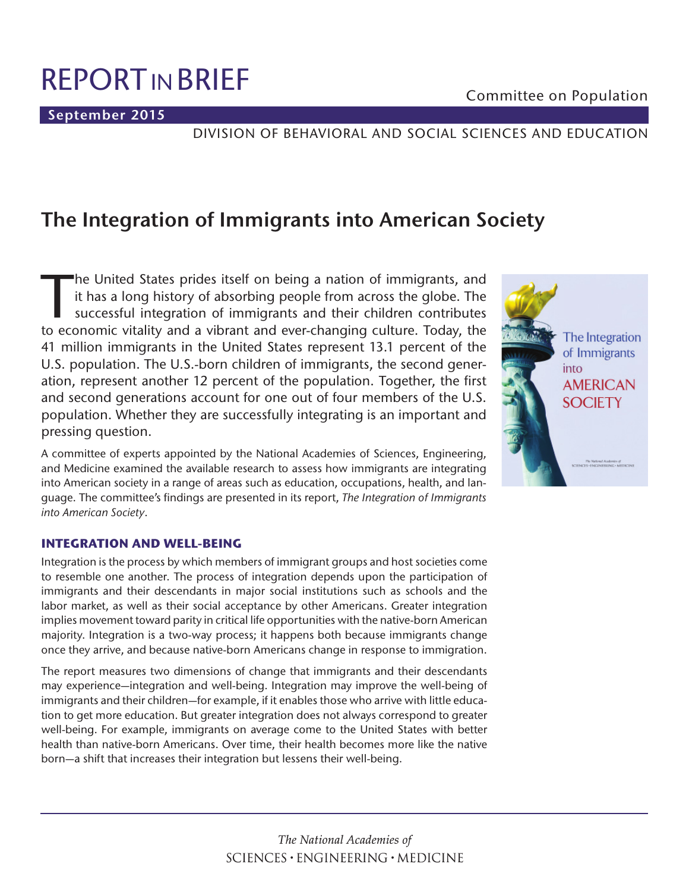# REPORT IN BRIEF

Committee on Population

**September 2015**

DIVISION OF BEHAVIORAL AND SOCIAL SCIENCES AND EDUCATION

## The Integration of Immigrants into American Society

The United States prides itself on being a nation of immigrants, and it has a long history of absorbing people from across the globe. The successful integration of immigrants and their children contributes to economic vitality and a vibrant and ever-changing culture. Today, the 41 million immigrants in the United States represent 13.1 percent of the U.S. population. The U.S.-born children of immigrants, the second generation, represent another 12 percent of the population. Together, the first and second generations account for one out of four members of the U.S. population. Whether they are successfully integrating is an important and pressing question.

A committee of experts appointed by the National Academies of Sciences, Engineering, and Medicine examined the available research to assess how immigrants are integrating into American society in a range of areas such as education, occupations, health, and language. The committee's findings are presented in its report, *The Integration of Immigrants into American Society*.

### INTEGRATION AND WELL-BEING

Integration is the process by which members of immigrant groups and host societies come to resemble one another. The process of integration depends upon the participation of immigrants and their descendants in major social institutions such as schools and the labor market, as well as their social acceptance by other Americans. Greater integration implies movement toward parity in critical life opportunities with the native-born American majority. Integration is a two-way process; it happens both because immigrants change once they arrive, and because native-born Americans change in response to immigration.

The report measures two dimensions of change that immigrants and their descendants may experience—integration and well-being. Integration may improve the well-being of immigrants and their children—for example, if it enables those who arrive with little education to get more education. But greater integration does not always correspond to greater well-being. For example, immigrants on average come to the United States with better health than native-born Americans. Over time, their health becomes more like the native born—a shift that increases their integration but lessens their well-being.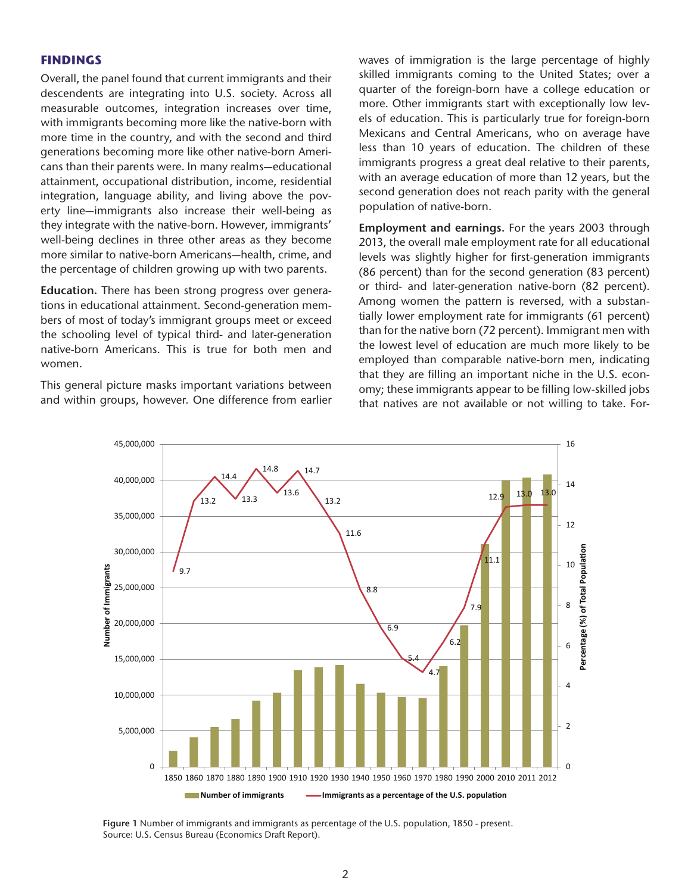## FINDINGS

Overall, the panel found that current immigrants and their descendents are integrating into U.S. society. Across all measurable outcomes, integration increases over time, with immigrants becoming more like the native-born with more time in the country, and with the second and third generations becoming more like other native-born Americans than their parents were. In many realms—educational attainment, occupational distribution, income, residential integration, language ability, and living above the poverty line—immigrants also increase their well-being as they integrate with the native-born. However, immigrants' well-being declines in three other areas as they become more similar to native-born Americans—health, crime, and the percentage of children growing up with two parents.

**Education.** There has been strong progress over generations in educational attainment. Second-generation members of most of today's immigrant groups meet or exceed the schooling level of typical third- and later-generation native-born Americans. This is true for both men and women.

This general picture masks important variations between and within groups, however. One difference from earlier waves of immigration is the large percentage of highly skilled immigrants coming to the United States; over a quarter of the foreign-born have a college education or more. Other immigrants start with exceptionally low levels of education. This is particularly true for foreign-born Mexicans and Central Americans, who on average have less than 10 years of education. The children of these immigrants progress a great deal relative to their parents, with an average education of more than 12 years, but the second generation does not reach parity with the general population of native-born.

**Employment and earnings.** For the years 2003 through 2013, the overall male employment rate for all educational levels was slightly higher for first-generation immigrants (86 percent) than for the second generation (83 percent) or third- and later-generation native-born (82 percent). Among women the pattern is reversed, with a substantially lower employment rate for immigrants (61 percent) than for the native born (72 percent). Immigrant men with the lowest level of education are much more likely to be employed than comparable native-born men, indicating that they are filling an important niche in the U.S. economy; these immigrants appear to be filling low-skilled jobs that natives are not available or not willing to take. For-

**Figure 1** Number of immigrants and immigrants as percentage of the U.S. population, 1850 - present.
Source: U.S. Census Bureau (Economics Draft Report).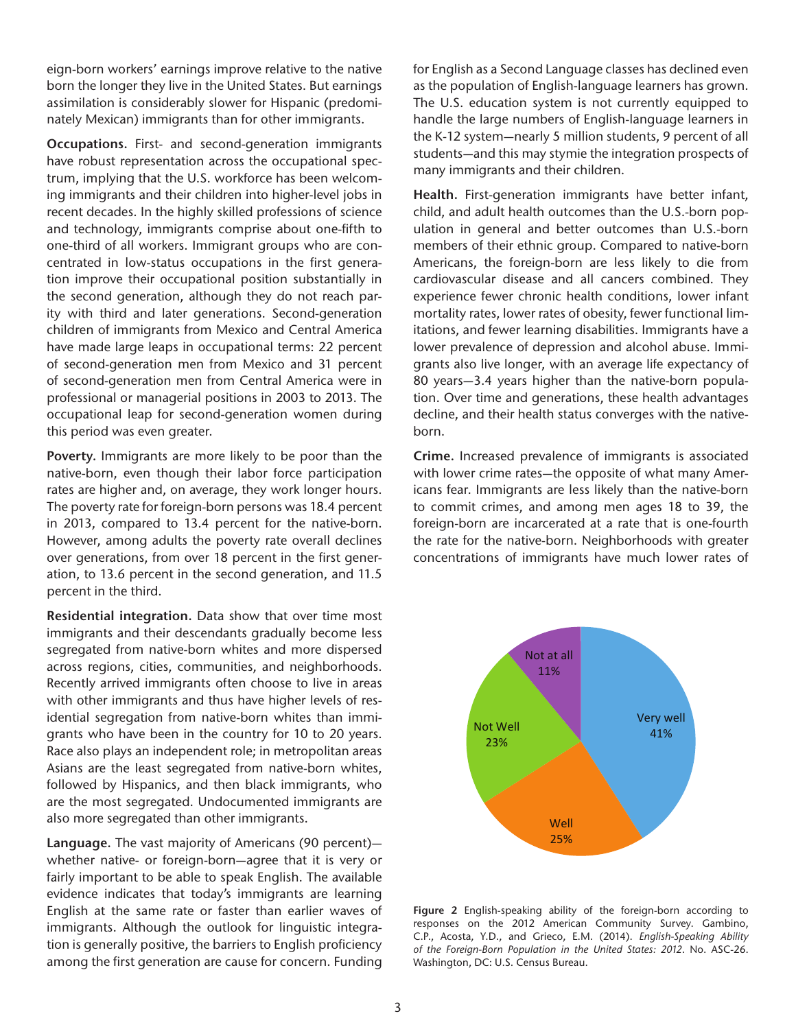eign-born workers' earnings improve relative to the native born the longer they live in the United States. But earnings assimilation is considerably slower for Hispanic (predominately Mexican) immigrants than for other immigrants.

**Occupations.** First- and second-generation immigrants have robust representation across the occupational spectrum, implying that the U.S. workforce has been welcoming immigrants and their children into higher-level jobs in recent decades. In the highly skilled professions of science and technology, immigrants comprise about one-fifth to one-third of all workers. Immigrant groups who are concentrated in low-status occupations in the first generation improve their occupational position substantially in the second generation, although they do not reach parity with third and later generations. Second-generation children of immigrants from Mexico and Central America have made large leaps in occupational terms: 22 percent of second-generation men from Mexico and 31 percent of second-generation men from Central America were in professional or managerial positions in 2003 to 2013. The occupational leap for second-generation women during this period was even greater.

**Poverty.** Immigrants are more likely to be poor than the native-born, even though their labor force participation rates are higher and, on average, they work longer hours. The poverty rate for foreign-born persons was 18.4 percent in 2013, compared to 13.4 percent for the native-born. However, among adults the poverty rate overall declines over generations, from over 18 percent in the first generation, to 13.6 percent in the second generation, and 11.5 percent in the third.

**Residential integration.** Data show that over time most immigrants and their descendants gradually become less segregated from native-born whites and more dispersed across regions, cities, communities, and neighborhoods. Recently arrived immigrants often choose to live in areas with other immigrants and thus have higher levels of residential segregation from native-born whites than immigrants who have been in the country for 10 to 20 years. Race also plays an independent role; in metropolitan areas Asians are the least segregated from native-born whites, followed by Hispanics, and then black immigrants, who are the most segregated. Undocumented immigrants are also more segregated than other immigrants.

**Language.** The vast majority of Americans (90 percent)—whether native- or foreign-born—agree that it is very or fairly important to be able to speak English. The available evidence indicates that today's immigrants are learning English at the same rate or faster than earlier waves of immigrants. Although the outlook for linguistic integration is generally positive, the barriers to English proficiency among the first generation are cause for concern. Funding for English as a Second Language classes has declined even as the population of English-language learners has grown. The U.S. education system is not currently equipped to handle the large numbers of English-language learners in the K-12 system—nearly 5 million students, 9 percent of all students—and this may stymie the integration prospects of many immigrants and their children.

**Health.** First-generation immigrants have better infant, child, and adult health outcomes than the U.S.-born population in general and better outcomes than U.S.-born members of their ethnic group. Compared to native-born Americans, the foreign-born are less likely to die from cardiovascular disease and all cancers combined. They experience fewer chronic health conditions, lower infant mortality rates, lower rates of obesity, fewer functional limitations, and fewer learning disabilities. Immigrants have a lower prevalence of depression and alcohol abuse. Immigrants also live longer, with an average life expectancy of 80 years—3.4 years higher than the native-born population. Over time and generations, these health advantages decline, and their health status converges with the native-born.

**Crime.** Increased prevalence of immigrants is associated with lower crime rates—the opposite of what many Americans fear. Immigrants are less likely than the native-born to commit crimes, and among men ages 18 to 39, the foreign-born are incarcerated at a rate that is one-fourth the rate for the native-born. Neighborhoods with greater concentrations of immigrants have much lower rates of

| English-speaking ability | Percent |
|---|---|
| Very well | 41% |
| Well | 25% |
| Not Well | 23% |
| Not at all | 11% |

**Figure 2** English-speaking ability of the foreign-born according to responses on the 2012 American Community Survey. Gambino, C.P., Acosta, Y.D., and Grieco, E.M. (2014). *English-Speaking Ability of the Foreign-Born Population in the United States: 2012*. No. ASC-26. Washington, DC: U.S. Census Bureau.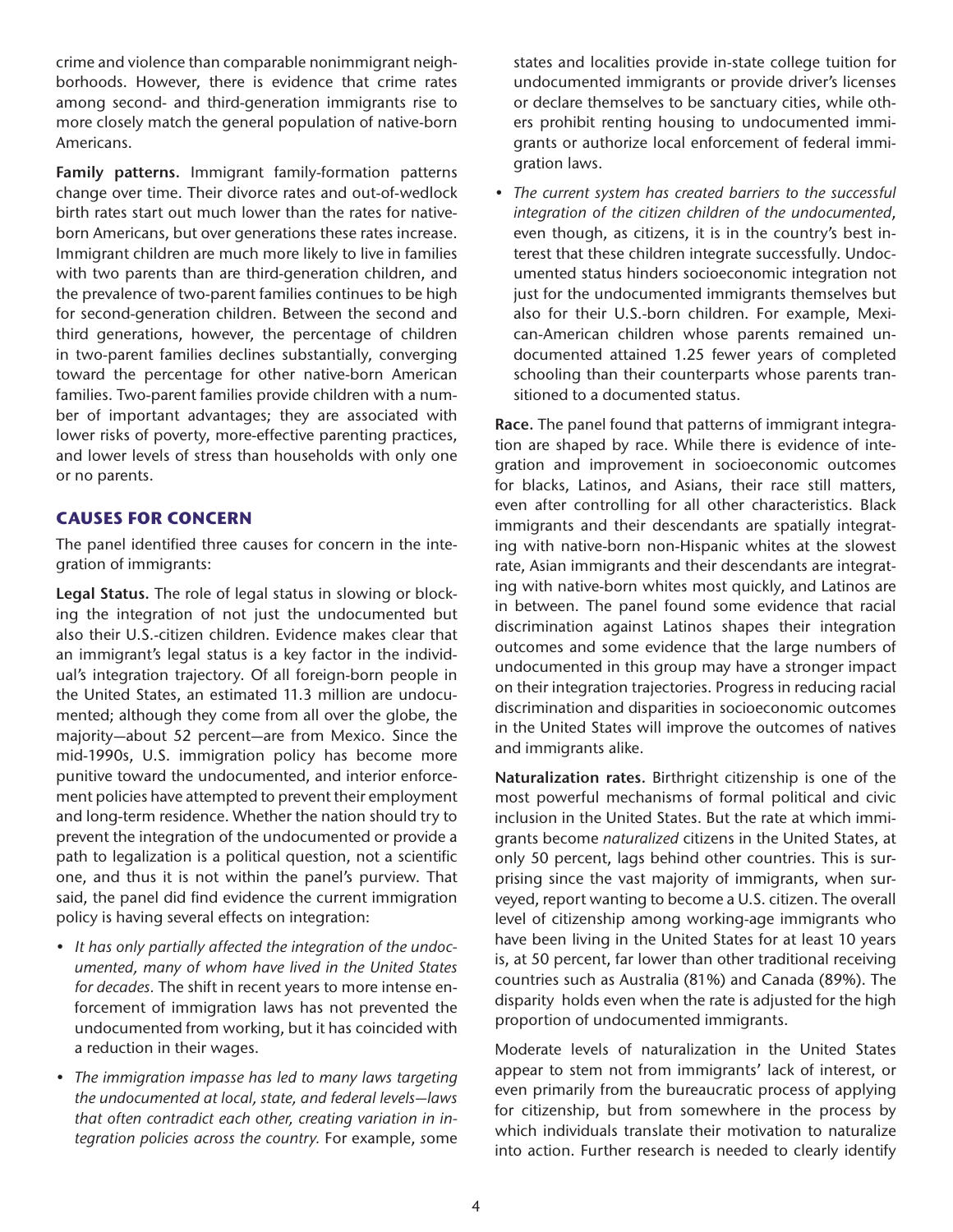crime and violence than comparable nonimmigrant neighborhoods. However, there is evidence that crime rates among second- and third-generation immigrants rise to more closely match the general population of native-born Americans.

**Family patterns.** Immigrant family-formation patterns change over time. Their divorce rates and out-of-wedlock birth rates start out much lower than the rates for native-born Americans, but over generations these rates increase. Immigrant children are much more likely to live in families with two parents than are third-generation children, and the prevalence of two-parent families continues to be high for second-generation children. Between the second and third generations, however, the percentage of children in two-parent families declines substantially, converging toward the percentage for other native-born American families. Two-parent families provide children with a number of important advantages; they are associated with lower risks of poverty, more-effective parenting practices, and lower levels of stress than households with only one or no parents.

## CAUSES FOR CONCERN

The panel identified three causes for concern in the integration of immigrants:

**Legal Status.** The role of legal status in slowing or blocking the integration of not just the undocumented but also their U.S.-citizen children. Evidence makes clear that an immigrant's legal status is a key factor in the individual's integration trajectory. Of all foreign-born people in the United States, an estimated 11.3 million are undocumented; although they come from all over the globe, the majority—about 52 percent—are from Mexico. Since the mid-1990s, U.S. immigration policy has become more punitive toward the undocumented, and interior enforcement policies have attempted to prevent their employment and long-term residence. Whether the nation should try to prevent the integration of the undocumented or provide a path to legalization is a political question, not a scientific one, and thus it is not within the panel's purview. That said, the panel did find evidence the current immigration policy is having several effects on integration:

- *It has only partially affected the integration of the undocumented, many of whom have lived in the United States for decades.* The shift in recent years to more intense enforcement of immigration laws has not prevented the undocumented from working, but it has coincided with a reduction in their wages.
- *The immigration impasse has led to many laws targeting the undocumented at local, state, and federal levels—laws that often contradict each other, creating variation in integration policies across the country.* For example, some states and localities provide in-state college tuition for undocumented immigrants or provide driver's licenses or declare themselves to be sanctuary cities, while others prohibit renting housing to undocumented immigrants or authorize local enforcement of federal immigration laws.
- *The current system has created barriers to the successful integration of the citizen children of the undocumented*, even though, as citizens, it is in the country's best interest that these children integrate successfully. Undocumented status hinders socioeconomic integration not just for the undocumented immigrants themselves but also for their U.S.-born children. For example, Mexican-American children whose parents remained undocumented attained 1.25 fewer years of completed schooling than their counterparts whose parents transitioned to a documented status.

**Race.** The panel found that patterns of immigrant integration are shaped by race. While there is evidence of integration and improvement in socioeconomic outcomes for blacks, Latinos, and Asians, their race still matters, even after controlling for all other characteristics. Black immigrants and their descendants are spatially integrating with native-born non-Hispanic whites at the slowest rate, Asian immigrants and their descendants are integrating with native-born whites most quickly, and Latinos are in between. The panel found some evidence that racial discrimination against Latinos shapes their integration outcomes and some evidence that the large numbers of undocumented in this group may have a stronger impact on their integration trajectories. Progress in reducing racial discrimination and disparities in socioeconomic outcomes in the United States will improve the outcomes of natives and immigrants alike.

**Naturalization rates.** Birthright citizenship is one of the most powerful mechanisms of formal political and civic inclusion in the United States. But the rate at which immigrants become *naturalized* citizens in the United States, at only 50 percent, lags behind other countries. This is surprising since the vast majority of immigrants, when surveyed, report wanting to become a U.S. citizen. The overall level of citizenship among working-age immigrants who have been living in the United States for at least 10 years is, at 50 percent, far lower than other traditional receiving countries such as Australia (81%) and Canada (89%). The disparity holds even when the rate is adjusted for the high proportion of undocumented immigrants.

Moderate levels of naturalization in the United States appear to stem not from immigrants' lack of interest, or even primarily from the bureaucratic process of applying for citizenship, but from somewhere in the process by which individuals translate their motivation to naturalize into action. Further research is needed to clearly identify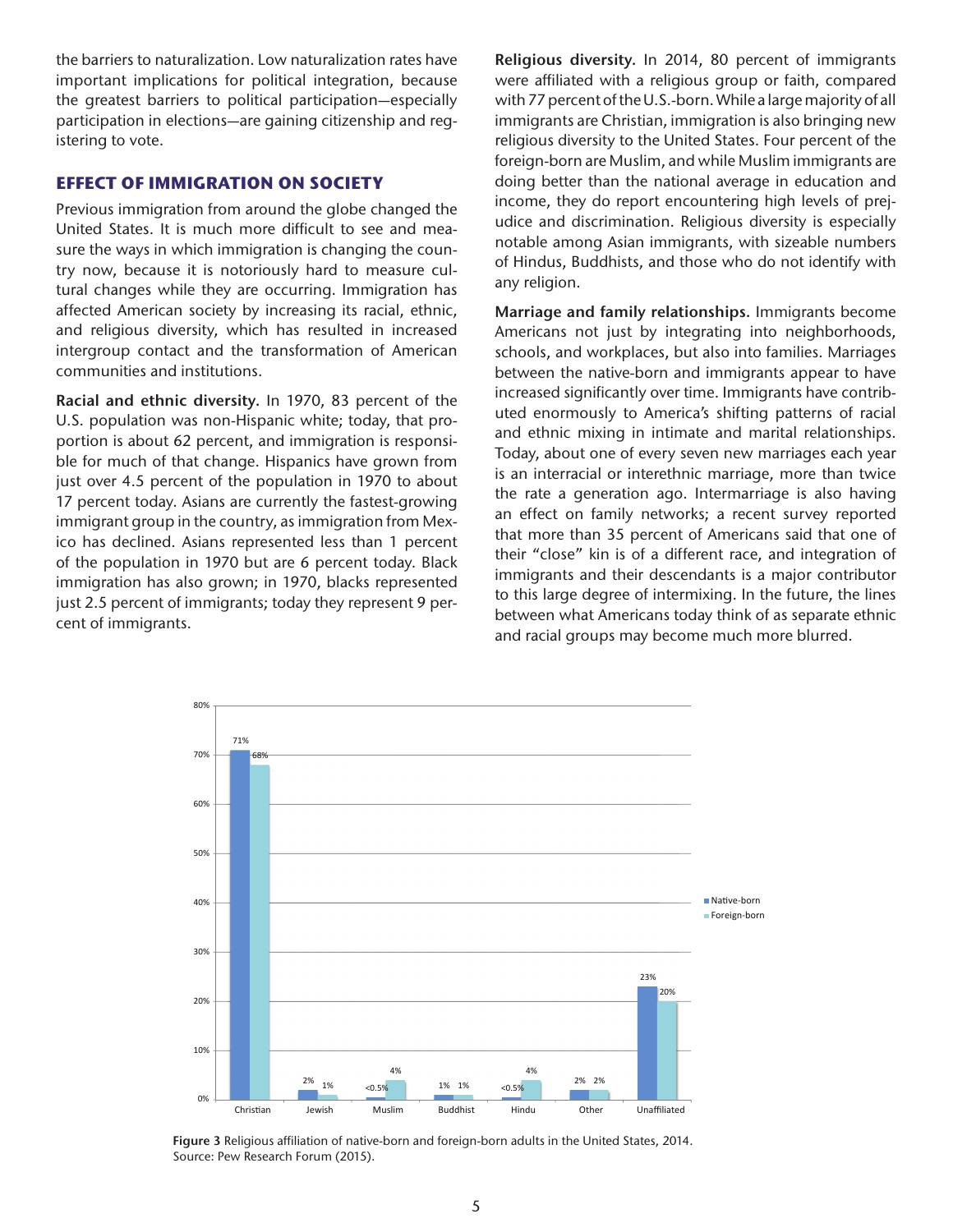the barriers to naturalization. Low naturalization rates have important implications for political integration, because the greatest barriers to political participation—especially participation in elections—are gaining citizenship and registering to vote.

## EFFECT OF IMMIGRATION ON SOCIETY

Previous immigration from around the globe changed the United States. It is much more difficult to see and measure the ways in which immigration is changing the country now, because it is notoriously hard to measure cultural changes while they are occurring. Immigration has affected American society by increasing its racial, ethnic, and religious diversity, which has resulted in increased intergroup contact and the transformation of American communities and institutions.

**Racial and ethnic diversity.** In 1970, 83 percent of the U.S. population was non-Hispanic white; today, that proportion is about 62 percent, and immigration is responsible for much of that change. Hispanics have grown from just over 4.5 percent of the population in 1970 to about 17 percent today. Asians are currently the fastest-growing immigrant group in the country, as immigration from Mexico has declined. Asians represented less than 1 percent of the population in 1970 but are 6 percent today. Black immigration has also grown; in 1970, blacks represented just 2.5 percent of immigrants; today they represent 9 percent of immigrants.

**Religious diversity.** In 2014, 80 percent of immigrants were affiliated with a religious group or faith, compared with 77 percent of the U.S.-born. While a large majority of all immigrants are Christian, immigration is also bringing new religious diversity to the United States. Four percent of the foreign-born are Muslim, and while Muslim immigrants are doing better than the national average in education and income, they do report encountering high levels of prejudice and discrimination. Religious diversity is especially notable among Asian immigrants, with sizeable numbers of Hindus, Buddhists, and those who do not identify with any religion.

**Marriage and family relationships.** Immigrants become Americans not just by integrating into neighborhoods, schools, and workplaces, but also into families. Marriages between the native-born and immigrants appear to have increased significantly over time. Immigrants have contributed enormously to America's shifting patterns of racial and ethnic mixing in intimate and marital relationships. Today, about one of every seven new marriages each year is an interracial or interethnic marriage, more than twice the rate a generation ago. Intermarriage is also having an effect on family networks; a recent survey reported that more than 35 percent of Americans said that one of their "close" kin is of a different race, and integration of immigrants and their descendants is a major contributor to this large degree of intermixing. In the future, the lines between what Americans today think of as separate ethnic and racial groups may become much more blurred.

| | Christian | Jewish | Muslim | Buddhist | Hindu | Other | Unaffiliated |
|---|---|---|---|---|---|---|---|
| Native-born | 71% | 2% | <0.5% | 1% | <0.5% | 2% | 23% |
| Foreign-born | 68% | 1% | 4% | 1% | 4% | 2% | 20% |

**Figure 3** Religious affiliation of native-born and foreign-born adults in the United States, 2014. Source: Pew Research Forum (2015).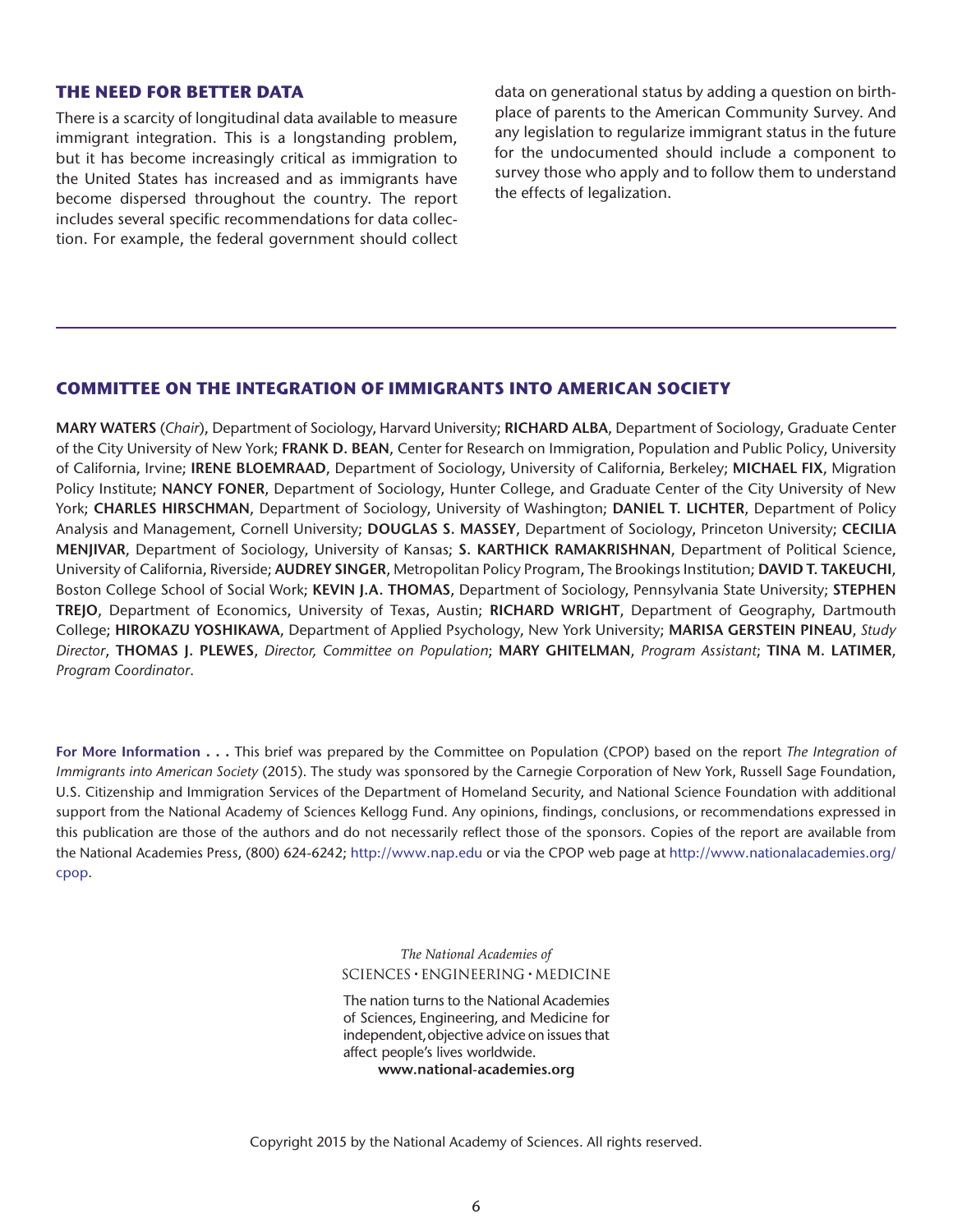## THE NEED FOR BETTER DATA

There is a scarcity of longitudinal data available to measure immigrant integration. This is a longstanding problem, but it has become increasingly critical as immigration to the United States has increased and as immigrants have become dispersed throughout the country. The report includes several specific recommendations for data collection. For example, the federal government should collect data on generational status by adding a question on birthplace of parents to the American Community Survey. And any legislation to regularize immigrant status in the future for the undocumented should include a component to survey those who apply and to follow them to understand the effects of legalization.

---

## COMMITTEE ON THE INTEGRATION OF IMMIGRANTS INTO AMERICAN SOCIETY

**MARY WATERS** (*Chair*), Department of Sociology, Harvard University; **RICHARD ALBA**, Department of Sociology, Graduate Center of the City University of New York; **FRANK D. BEAN**, Center for Research on Immigration, Population and Public Policy, University of California, Irvine; **IRENE BLOEMRAAD**, Department of Sociology, University of California, Berkeley; **MICHAEL FIX**, Migration Policy Institute; **NANCY FONER**, Department of Sociology, Hunter College, and Graduate Center of the City University of New York; **CHARLES HIRSCHMAN**, Department of Sociology, University of Washington; **DANIEL T. LICHTER**, Department of Policy Analysis and Management, Cornell University; **DOUGLAS S. MASSEY**, Department of Sociology, Princeton University; **CECILIA MENJIVAR**, Department of Sociology, University of Kansas; **S. KARTHICK RAMAKRISHNAN**, Department of Political Science, University of California, Riverside; **AUDREY SINGER**, Metropolitan Policy Program, The Brookings Institution; **DAVID T. TAKEUCHI**, Boston College School of Social Work; **KEVIN J.A. THOMAS**, Department of Sociology, Pennsylvania State University; **STEPHEN TREJO**, Department of Economics, University of Texas, Austin; **RICHARD WRIGHT**, Department of Geography, Dartmouth College; **HIROKAZU YOSHIKAWA**, Department of Applied Psychology, New York University; **MARISA GERSTEIN PINEAU**, *Study Director*, **THOMAS J. PLEWES**, *Director, Committee on Population*; **MARY GHITELMAN**, *Program Assistant*; **TINA M. LATIMER**, *Program Coordinator*.

**For More Information . . .** This brief was prepared by the Committee on Population (CPOP) based on the report *The Integration of Immigrants into American Society* (2015). The study was sponsored by the Carnegie Corporation of New York, Russell Sage Foundation, U.S. Citizenship and Immigration Services of the Department of Homeland Security, and National Science Foundation with additional support from the National Academy of Sciences Kellogg Fund. Any opinions, findings, conclusions, or recommendations expressed in this publication are those of the authors and do not necessarily reflect those of the sponsors. Copies of the report are available from the National Academies Press, (800) 624-6242; http://www.nap.edu or via the CPOP web page at http://www.nationalacademies.org/cpop.

*The National Academies of*
SCIENCES · ENGINEERING · MEDICINE

The nation turns to the National Academies of Sciences, Engineering, and Medicine for independent, objective advice on issues that affect people's lives worldwide.
**www.national-academies.org**

Copyright 2015 by the National Academy of Sciences. All rights reserved.